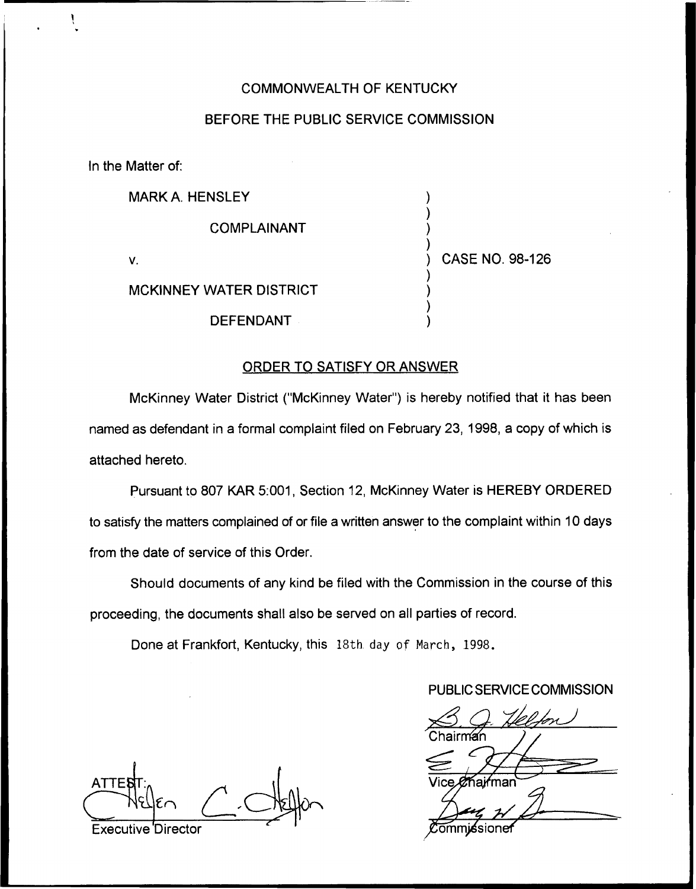COMMONWEALTH OF KENTUCKY

BEFORE THE PUBLIC SERVICE COMMISSION

In the Matter of:

MARK A. HENSLEY

COMPLAINANT

v. 

MCKINNEY WATER DISTRICT

DEFENDANT

CASE NO. 98-126

ORDER TO SATISFY OR ANSWER

McKinney Water District ("McKinney Water") is hereby notified that it has been named as defendant in a formal complaint filed on February 23, 1998, a copy of which is attached hereto.

Pursuant to 807 KAR 5:001, Section 12, McKinney Water is HEREBY ORDERED to satisfy the matters complained of or file a written answer to the complaint within 10 days from the date of service of this Order.

Should documents of any kind be filed with the Commission in the course of this proceeding, the documents shall also be served on all parties of record.

Done at Frankfort, Kentucky, this 18th day of March, 1998.

PUBLIC SERVICE COMMISSION

Chairman

Vice Chairman

Commissioner

ATTEST:

Executive Director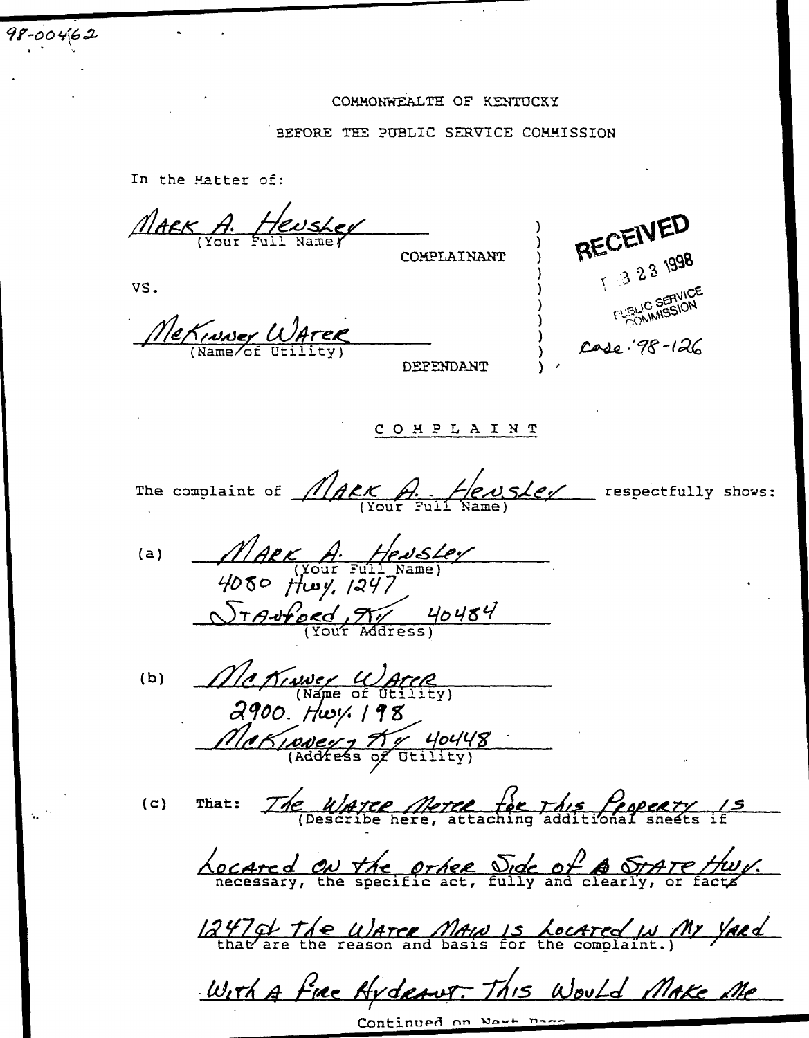98-00462

COMMONWEALTH OF KENTUCKY

BEFORE THE PUBLIC SERVICE COMMISSION

In the Matter of:

| | | |
|---|---|---|
| Mark A. Hensley<br>(Your Full Name) | ) | RECEIVED |
| COMPLAINANT | ) | FEB 23 1998 |
| | ) | PUBLIC SERVICE COMMISSION |
| VS. | ) | |
| | ) | |
| McKinney Water<br>(Name of Utility) | ) | Case 98-126 |
| DEFENDANT | ) | |

COMPLAINT

The complaint of Mark A. Hensley (Your Full Name) respectfully shows:

(a) Mark A. Hensley
(Your Full Name)
4080 Hwy. 1247
Stanford, KY 40484
(Your Address)

(b) McKinney Water
(Name of Utility)
2900. Hwy. 198
McKinney, KY 40448
(Address of Utility)

(c) That: The Water Meter for this Property is (Describe here, attaching additional sheets if Located on the other Side of a State Hwy. necessary, the specific act, fully and clearly, or facts 1247 & The Water Main is Located in My Yard that are the reason and basis for the complaint.) With a Fire Hydrant. This Would Make Me

Continued on Next Page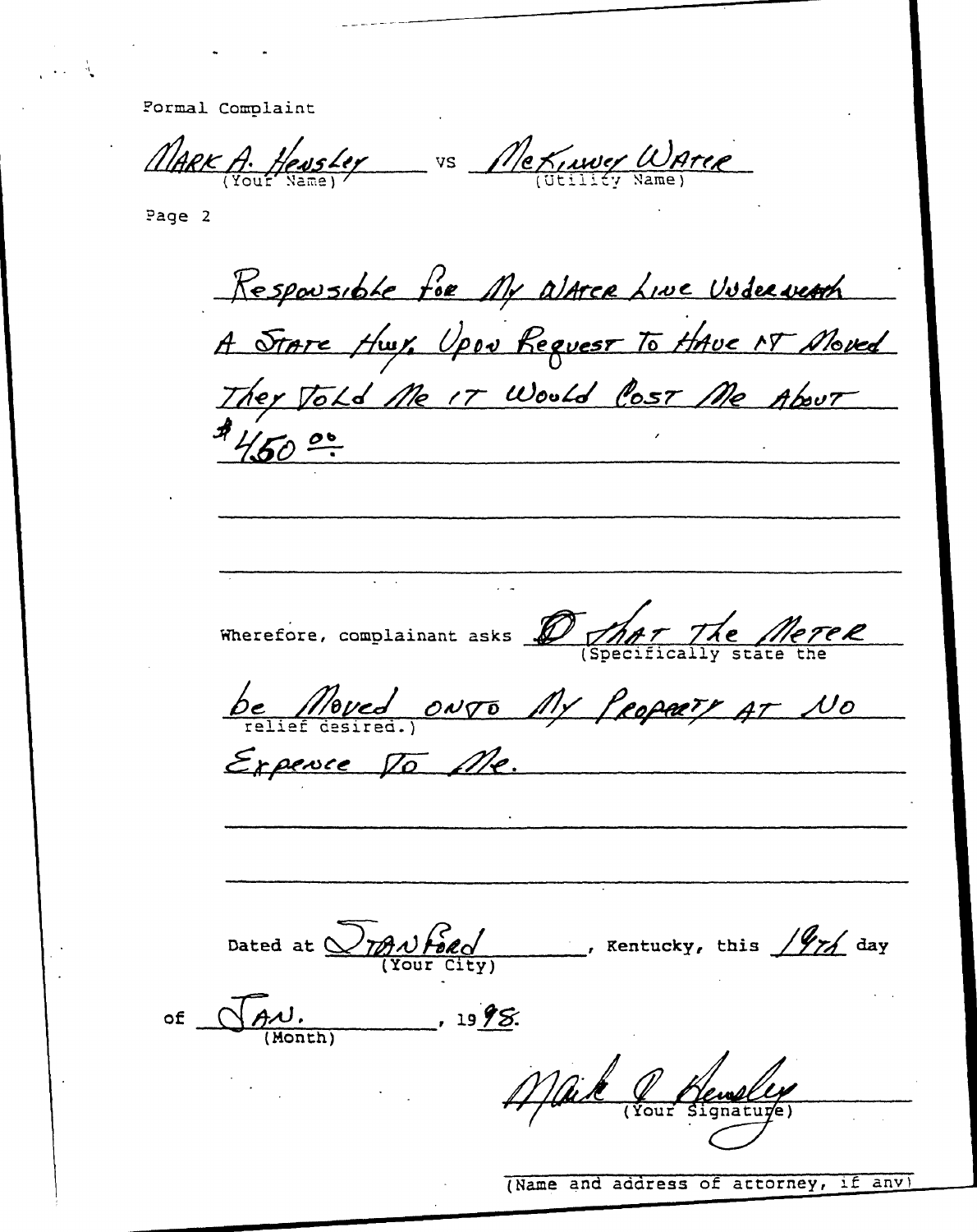Formal Complaint

Mark A. Hensley vs McKinney Water
(Your Name) (Utility Name)

Page 2

Responsible for My Water Line Underneath A State Hwy. Upon Request To Have it Moved They Told Me it Would Cost Me About $450.00

Wherefore, complainant asks (1) That The Meter be Moved onto My Property at No Expence To Me.
(Specifically state the relief desired.)

Dated at Stanford, Kentucky, this 19th day
(Your City)

of Jan., 1998.
(Month)

Mark A Hensley
(Your Signature)

(Name and address of attorney, if any)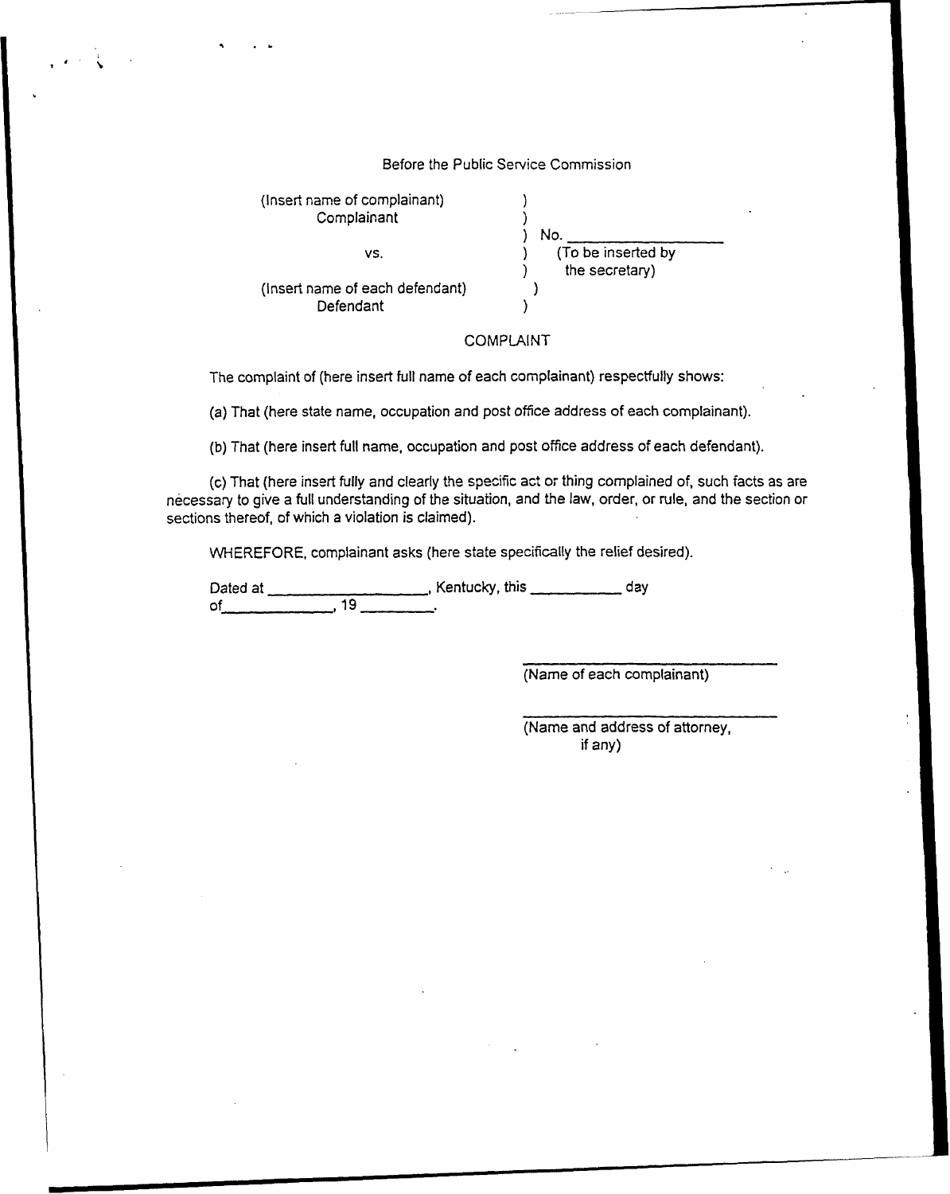Before the Public Service Commission

| | | |
|---|---|---|
| (Insert name of complainant) | ) | |
| Complainant | ) | |
| | ) | No. ____________ |
| vs. | ) | (To be inserted by |
| | ) | the secretary) |
| (Insert name of each defendant) | ) | |
| Defendant | ) | |

COMPLAINT

The complaint of (here insert full name of each complainant) respectfully shows:

(a) That (here state name, occupation and post office address of each complainant).

(b) That (here insert full name, occupation and post office address of each defendant).

(c) That (here insert fully and clearly the specific act or thing complained of, such facts as are necessary to give a full understanding of the situation, and the law, order, or rule, and the section or sections thereof, of which a violation is claimed).

WHEREFORE, complainant asks (here state specifically the relief desired).

Dated at ____________________, Kentucky, this ___________ day of______________, 19 _________.

______________________________
(Name of each complainant)

______________________________
(Name and address of attorney, if any)